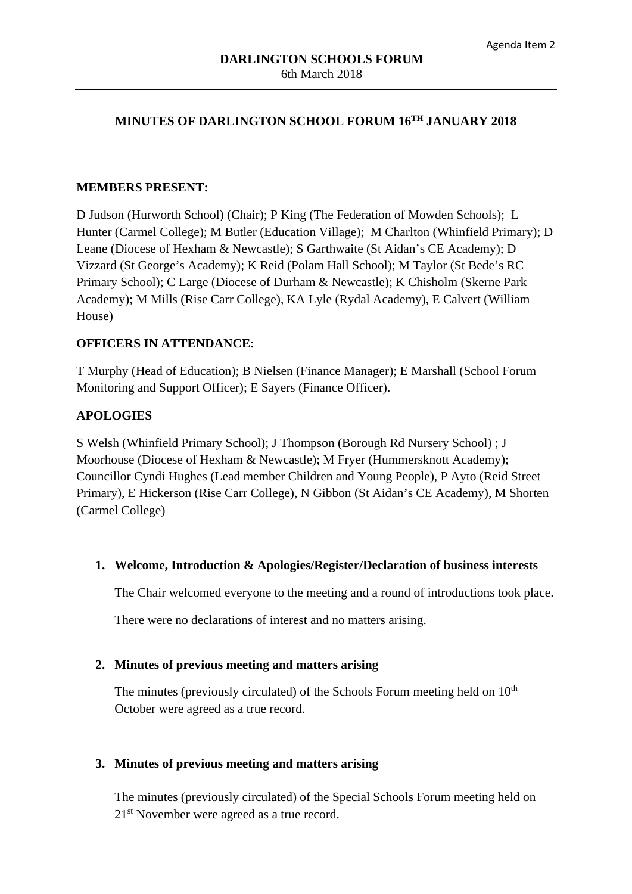Agenda Item 2

**DARLINGTON SCHOOLS FORUM**
6th March 2018

# MINUTES OF DARLINGTON SCHOOL FORUM 16TH JANUARY 2018

**MEMBERS PRESENT:**

D Judson (Hurworth School) (Chair); P King (The Federation of Mowden Schools); L Hunter (Carmel College); M Butler (Education Village); M Charlton (Whinfield Primary); D Leane (Diocese of Hexham & Newcastle); S Garthwaite (St Aidan's CE Academy); D Vizzard (St George's Academy); K Reid (Polam Hall School); M Taylor (St Bede's RC Primary School); C Large (Diocese of Durham & Newcastle); K Chisholm (Skerne Park Academy); M Mills (Rise Carr College), KA Lyle (Rydal Academy), E Calvert (William House)

**OFFICERS IN ATTENDANCE**:

T Murphy (Head of Education); B Nielsen (Finance Manager); E Marshall (School Forum Monitoring and Support Officer); E Sayers (Finance Officer).

**APOLOGIES**

S Welsh (Whinfield Primary School); J Thompson (Borough Rd Nursery School) ; J Moorhouse (Diocese of Hexham & Newcastle); M Fryer (Hummersknott Academy); Councillor Cyndi Hughes (Lead member Children and Young People), P Ayto (Reid Street Primary), E Hickerson (Rise Carr College), N Gibbon (St Aidan's CE Academy), M Shorten (Carmel College)

1. **Welcome, Introduction & Apologies/Register/Declaration of business interests**

   The Chair welcomed everyone to the meeting and a round of introductions took place.

   There were no declarations of interest and no matters arising.

2. **Minutes of previous meeting and matters arising**

   The minutes (previously circulated) of the Schools Forum meeting held on 10th October were agreed as a true record.

3. **Minutes of previous meeting and matters arising**

   The minutes (previously circulated) of the Special Schools Forum meeting held on 21st November were agreed as a true record.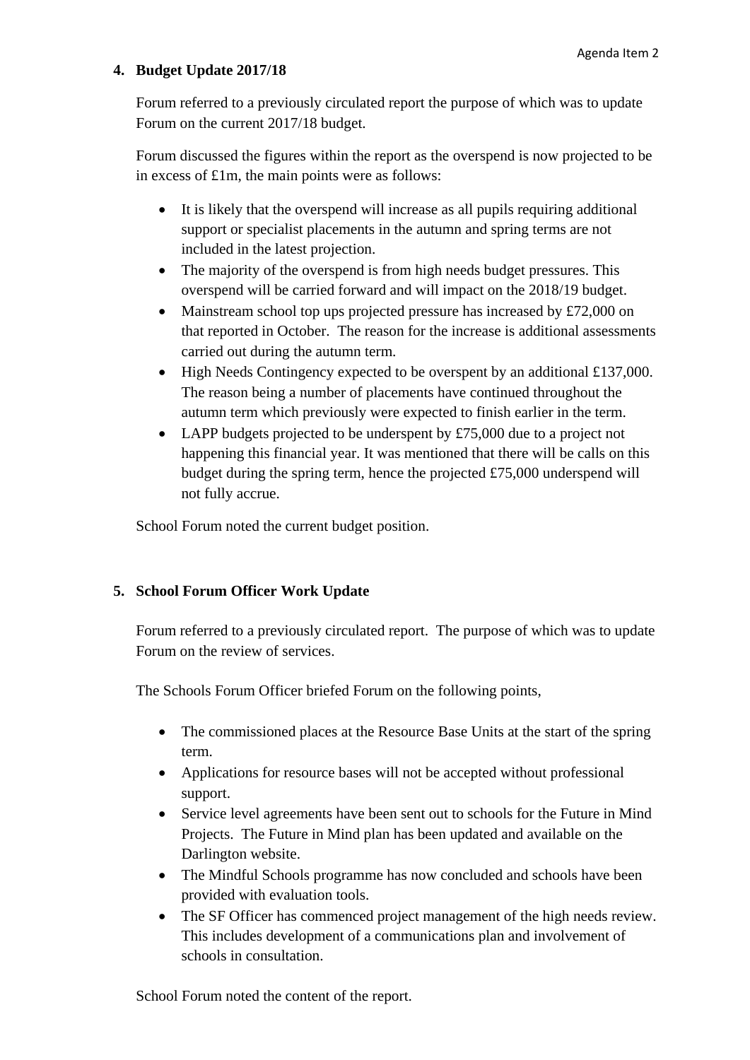4. **Budget Update 2017/18**

Forum referred to a previously circulated report the purpose of which was to update Forum on the current 2017/18 budget.

Forum discussed the figures within the report as the overspend is now projected to be in excess of £1m, the main points were as follows:

- It is likely that the overspend will increase as all pupils requiring additional support or specialist placements in the autumn and spring terms are not included in the latest projection.
- The majority of the overspend is from high needs budget pressures. This overspend will be carried forward and will impact on the 2018/19 budget.
- Mainstream school top ups projected pressure has increased by £72,000 on that reported in October. The reason for the increase is additional assessments carried out during the autumn term.
- High Needs Contingency expected to be overspent by an additional £137,000. The reason being a number of placements have continued throughout the autumn term which previously were expected to finish earlier in the term.
- LAPP budgets projected to be underspent by £75,000 due to a project not happening this financial year. It was mentioned that there will be calls on this budget during the spring term, hence the projected £75,000 underspend will not fully accrue.

School Forum noted the current budget position.

5. **School Forum Officer Work Update**

Forum referred to a previously circulated report. The purpose of which was to update Forum on the review of services.

The Schools Forum Officer briefed Forum on the following points,

- The commissioned places at the Resource Base Units at the start of the spring term.
- Applications for resource bases will not be accepted without professional support.
- Service level agreements have been sent out to schools for the Future in Mind Projects. The Future in Mind plan has been updated and available on the Darlington website.
- The Mindful Schools programme has now concluded and schools have been provided with evaluation tools.
- The SF Officer has commenced project management of the high needs review. This includes development of a communications plan and involvement of schools in consultation.

School Forum noted the content of the report.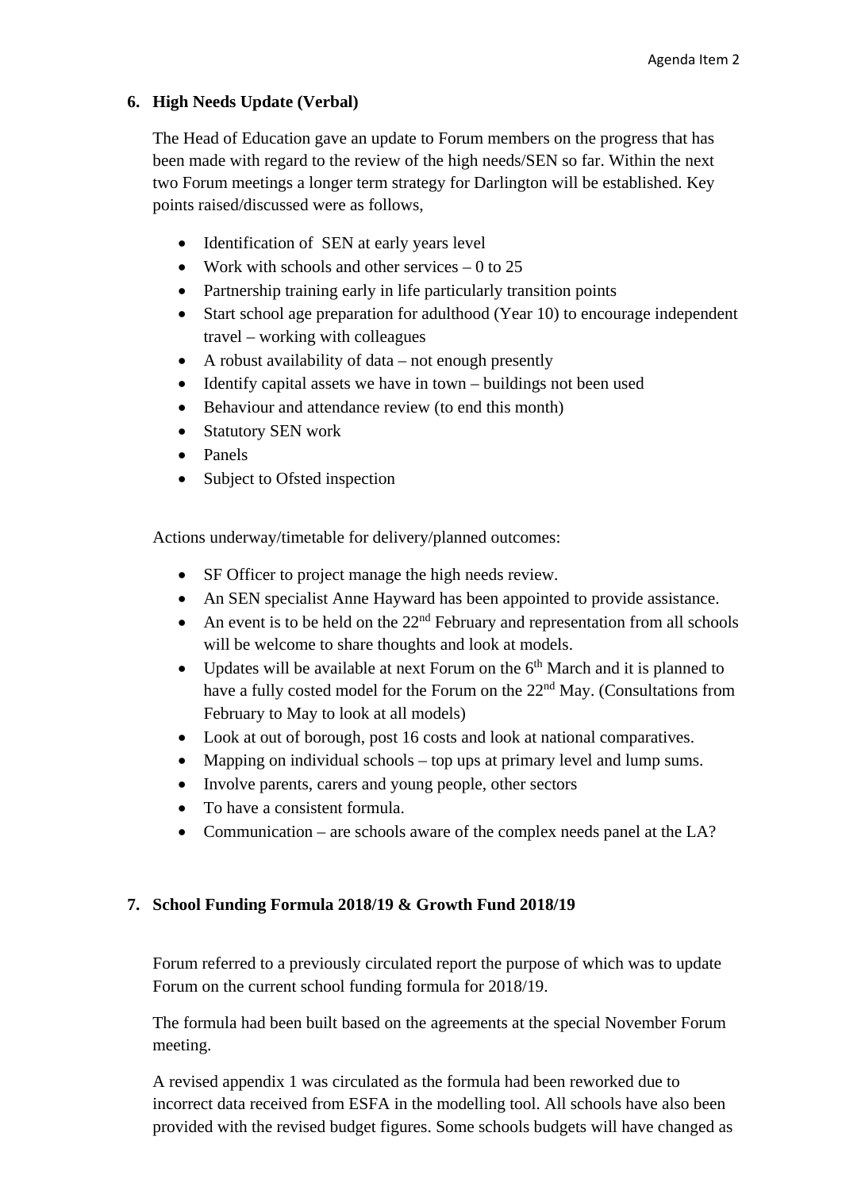## 6. High Needs Update (Verbal)

The Head of Education gave an update to Forum members on the progress that has been made with regard to the review of the high needs/SEN so far. Within the next two Forum meetings a longer term strategy for Darlington will be established. Key points raised/discussed were as follows,

- Identification of SEN at early years level
- Work with schools and other services – 0 to 25
- Partnership training early in life particularly transition points
- Start school age preparation for adulthood (Year 10) to encourage independent travel – working with colleagues
- A robust availability of data – not enough presently
- Identify capital assets we have in town – buildings not been used
- Behaviour and attendance review (to end this month)
- Statutory SEN work
- Panels
- Subject to Ofsted inspection

Actions underway/timetable for delivery/planned outcomes:

- SF Officer to project manage the high needs review.
- An SEN specialist Anne Hayward has been appointed to provide assistance.
- An event is to be held on the 22nd February and representation from all schools will be welcome to share thoughts and look at models.
- Updates will be available at next Forum on the 6th March and it is planned to have a fully costed model for the Forum on the 22nd May. (Consultations from February to May to look at all models)
- Look at out of borough, post 16 costs and look at national comparatives.
- Mapping on individual schools – top ups at primary level and lump sums.
- Involve parents, carers and young people, other sectors
- To have a consistent formula.
- Communication – are schools aware of the complex needs panel at the LA?

## 7. School Funding Formula 2018/19 & Growth Fund 2018/19

Forum referred to a previously circulated report the purpose of which was to update Forum on the current school funding formula for 2018/19.

The formula had been built based on the agreements at the special November Forum meeting.

A revised appendix 1 was circulated as the formula had been reworked due to incorrect data received from ESFA in the modelling tool. All schools have also been provided with the revised budget figures. Some schools budgets will have changed as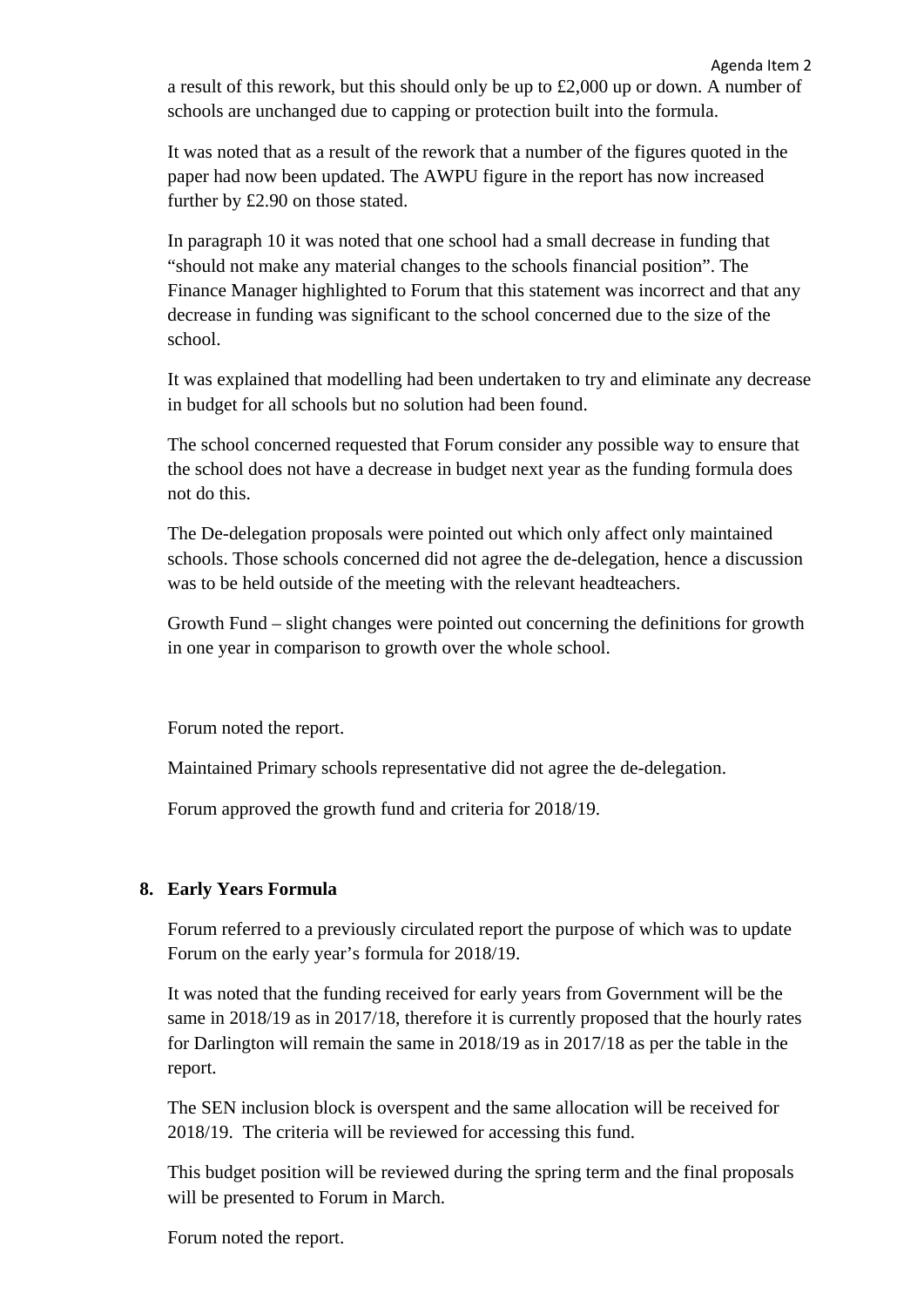a result of this rework, but this should only be up to £2,000 up or down. A number of schools are unchanged due to capping or protection built into the formula.

It was noted that as a result of the rework that a number of the figures quoted in the paper had now been updated. The AWPU figure in the report has now increased further by £2.90 on those stated.

In paragraph 10 it was noted that one school had a small decrease in funding that “should not make any material changes to the schools financial position”. The Finance Manager highlighted to Forum that this statement was incorrect and that any decrease in funding was significant to the school concerned due to the size of the school.

It was explained that modelling had been undertaken to try and eliminate any decrease in budget for all schools but no solution had been found.

The school concerned requested that Forum consider any possible way to ensure that the school does not have a decrease in budget next year as the funding formula does not do this.

The De-delegation proposals were pointed out which only affect only maintained schools. Those schools concerned did not agree the de-delegation, hence a discussion was to be held outside of the meeting with the relevant headteachers.

Growth Fund – slight changes were pointed out concerning the definitions for growth in one year in comparison to growth over the whole school.

Forum noted the report.

Maintained Primary schools representative did not agree the de-delegation.

Forum approved the growth fund and criteria for 2018/19.

**8. Early Years Formula**

Forum referred to a previously circulated report the purpose of which was to update Forum on the early year’s formula for 2018/19.

It was noted that the funding received for early years from Government will be the same in 2018/19 as in 2017/18, therefore it is currently proposed that the hourly rates for Darlington will remain the same in 2018/19 as in 2017/18 as per the table in the report.

The SEN inclusion block is overspent and the same allocation will be received for 2018/19. The criteria will be reviewed for accessing this fund.

This budget position will be reviewed during the spring term and the final proposals will be presented to Forum in March.

Forum noted the report.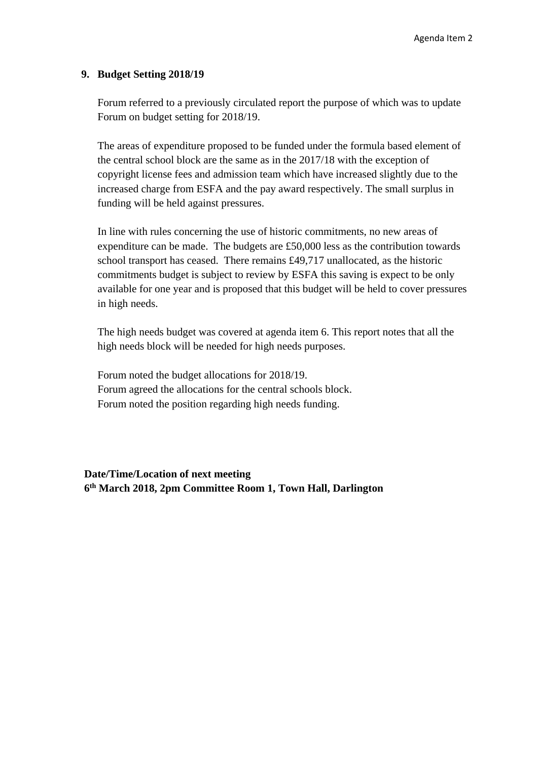**9. Budget Setting 2018/19**

Forum referred to a previously circulated report the purpose of which was to update Forum on budget setting for 2018/19.

The areas of expenditure proposed to be funded under the formula based element of the central school block are the same as in the 2017/18 with the exception of copyright license fees and admission team which have increased slightly due to the increased charge from ESFA and the pay award respectively. The small surplus in funding will be held against pressures.

In line with rules concerning the use of historic commitments, no new areas of expenditure can be made. The budgets are £50,000 less as the contribution towards school transport has ceased. There remains £49,717 unallocated, as the historic commitments budget is subject to review by ESFA this saving is expect to be only available for one year and is proposed that this budget will be held to cover pressures in high needs.

The high needs budget was covered at agenda item 6. This report notes that all the high needs block will be needed for high needs purposes.

Forum noted the budget allocations for 2018/19.
Forum agreed the allocations for the central schools block.
Forum noted the position regarding high needs funding.

**Date/Time/Location of next meeting**
**6th March 2018, 2pm Committee Room 1, Town Hall, Darlington**